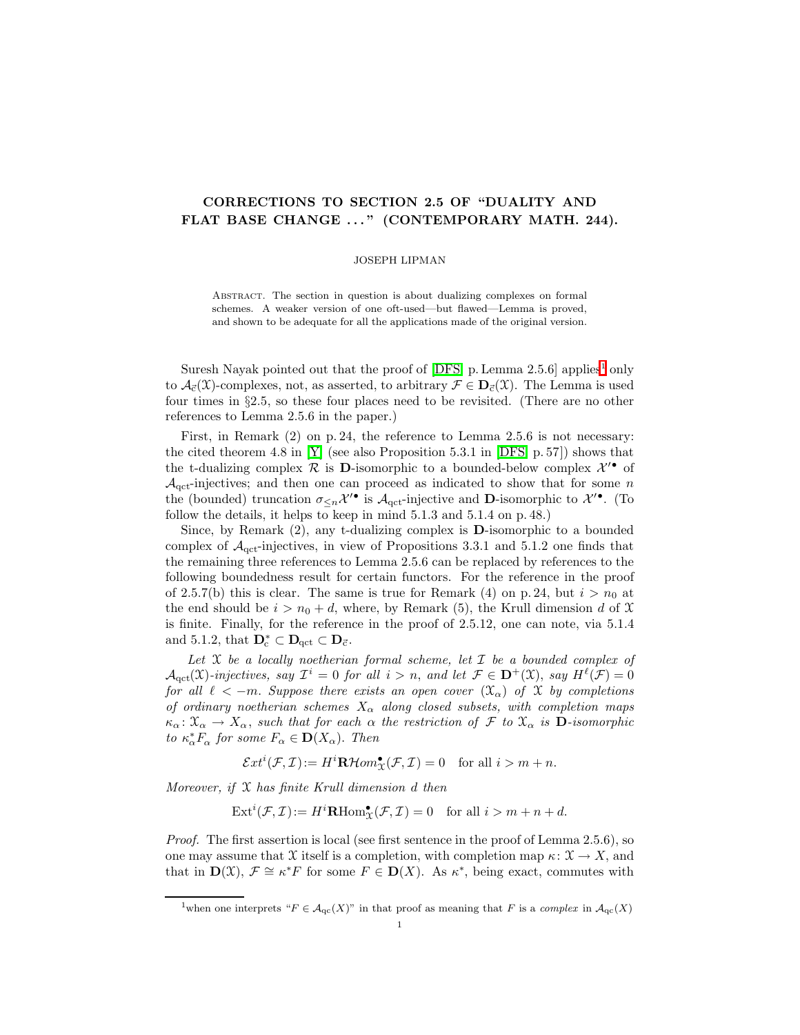# CORRECTIONS TO SECTION 2.5 OF "DUALITY AND FLAT BASE CHANGE . . . " (CONTEMPORARY MATH. 244).

JOSEPH LIPMAN

ABSTRACT. The section in question is about dualizing complexes on formal schemes. A weaker version of one oft-used—but flawed—Lemma is proved, and shown to be adequate for all the applications made of the original version.

Suresh Nayak pointed out that the proof of [DFS, p. Lemma 2.5.6] applies[1] only to $\mathcal{A}_{\vec{c}}(\mathfrak{X})$-complexes, not, as asserted, to arbitrary $\mathcal{F} \in \mathbf{D}_{\vec{c}}(\mathfrak{X})$. The Lemma is used four times in §2.5, so these four places need to be revisited. (There are no other references to Lemma 2.5.6 in the paper.)

First, in Remark (2) on p. 24, the reference to Lemma 2.5.6 is not necessary: the cited theorem 4.8 in [Y] (see also Proposition 5.3.1 in [DFS, p. 57]) shows that the t-dualizing complex $\mathcal{R}$ is $\mathbf{D}$-isomorphic to a bounded-below complex $\mathcal{X}'^{\bullet}$ of $\mathcal{A}_{\text{qct}}$-injectives; and then one can proceed as indicated to show that for some $n$ the (bounded) truncation $\sigma_{\le n}\mathcal{X}'^{\bullet}$ is $\mathcal{A}_{\text{qct}}$-injective and $\mathbf{D}$-isomorphic to $\mathcal{X}'^{\bullet}$. (To follow the details, it helps to keep in mind 5.1.3 and 5.1.4 on p. 48.)

Since, by Remark (2), any t-dualizing complex is $\mathbf{D}$-isomorphic to a bounded complex of $\mathcal{A}_{\text{qct}}$-injectives, in view of Propositions 3.3.1 and 5.1.2 one finds that the remaining three references to Lemma 2.5.6 can be replaced by references to the following boundedness result for certain functors. For the reference in the proof of 2.5.7(b) this is clear. The same is true for Remark (4) on p. 24, but $i > n_0$ at the end should be $i > n_0 + d$, where, by Remark (5), the Krull dimension $d$ of $\mathfrak{X}$ is finite. Finally, for the reference in the proof of 2.5.12, one can note, via 5.1.4 and 5.1.2, that $\mathbf{D}_{\text{c}}^{*} \subset \mathbf{D}_{\text{qct}} \subset \mathbf{D}_{\vec{c}}$.

*Let $\mathfrak{X}$ be a locally noetherian formal scheme, let $\mathcal{I}$ be a bounded complex of $\mathcal{A}_{\text{qct}}(\mathfrak{X})$-injectives, say $\mathcal{I}^i = 0$ for all $i > n$, and let $\mathcal{F} \in \mathbf{D}^{+}(\mathfrak{X})$, say $H^{\ell}(\mathcal{F}) = 0$ for all $\ell < -m$. Suppose there exists an open cover $(\mathfrak{X}_\alpha)$ of $\mathfrak{X}$ by completions of ordinary noetherian schemes $X_\alpha$ along closed subsets, with completion maps $\kappa_\alpha \colon \mathfrak{X}_\alpha \to X_\alpha$, such that for each $\alpha$ the restriction of $\mathcal{F}$ to $\mathfrak{X}_\alpha$ is $\mathbf{D}$-isomorphic to $\kappa_\alpha^{*} F_\alpha$ for some $F_\alpha \in \mathbf{D}(X_\alpha)$. Then*

$$\mathcal{E}xt^i(\mathcal{F}, \mathcal{I}) := H^i\mathbf{R}\mathcal{H}om^{\bullet}_{\mathfrak{X}}(\mathcal{F}, \mathcal{I}) = 0 \quad \text{for all } i > m + n.$$

*Moreover, if $\mathfrak{X}$ has finite Krull dimension $d$ then*

$$\operatorname{Ext}^i(\mathcal{F}, \mathcal{I}) := H^i\mathbf{R}\mathrm{Hom}^{\bullet}_{\mathfrak{X}}(\mathcal{F}, \mathcal{I}) = 0 \quad \text{for all } i > m + n + d.$$

*Proof.* The first assertion is local (see first sentence in the proof of Lemma 2.5.6), so one may assume that $\mathfrak{X}$ itself is a completion, with completion map $\kappa \colon \mathfrak{X} \to X$, and that in $\mathbf{D}(\mathfrak{X})$, $\mathcal{F} \cong \kappa^{*} F$ for some $F \in \mathbf{D}(X)$. As $\kappa^{*}$, being exact, commutes with

[1] when one interprets "$F \in \mathcal{A}_{\text{qc}}(X)$" in that proof as meaning that $F$ is a *complex* in $\mathcal{A}_{\text{qc}}(X)$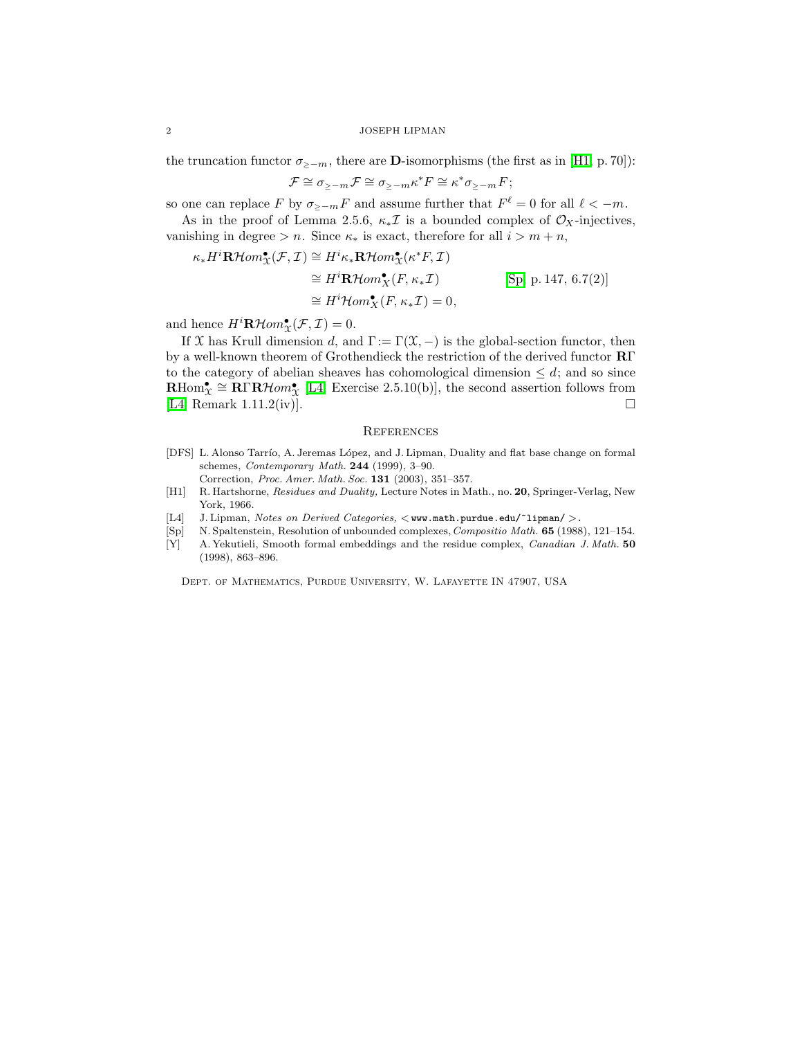the truncation functor $\sigma_{\geq -m}$, there are **D**-isomorphisms (the first as in [H1, p. 70]):

$$\mathcal{F} \cong \sigma_{\geq -m}\mathcal{F} \cong \sigma_{\geq -m}\kappa^* F \cong \kappa^*\sigma_{\geq -m}F;$$

so one can replace $F$ by $\sigma_{\geq -m}F$ and assume further that $F^\ell = 0$ for all $\ell < -m$.

As in the proof of Lemma 2.5.6, $\kappa_*\mathcal{I}$ is a bounded complex of $\mathcal{O}_X$-injectives, vanishing in degree $> n$. Since $\kappa_*$ is exact, therefore for all $i > m + n$,

$$\begin{aligned}
\kappa_* H^i\mathbf{R}\mathcal{H}om^\bullet_{\mathfrak{X}}(\mathcal{F}, \mathcal{I}) &\cong H^i\kappa_*\mathbf{R}\mathcal{H}om^\bullet_{\mathfrak{X}}(\kappa^* F, \mathcal{I}) \\
&\cong H^i\mathbf{R}\mathcal{H}om^\bullet_X(F, \kappa_*\mathcal{I}) \qquad\qquad [\text{Sp, p. 147, 6.7(2)}] \\
&\cong H^i\mathcal{H}om^\bullet_X(F, \kappa_*\mathcal{I}) = 0,
\end{aligned}$$

and hence $H^i\mathbf{R}\mathcal{H}om^\bullet_{\mathfrak{X}}(\mathcal{F}, \mathcal{I}) = 0$.

If $\mathfrak{X}$ has Krull dimension $d$, and $\Gamma := \Gamma(\mathfrak{X}, -)$ is the global-section functor, then by a well-known theorem of Grothendieck the restriction of the derived functor $\mathbf{R}\Gamma$ to the category of abelian sheaves has cohomological dimension $\leq d$; and so since $\mathbf{R}\mathrm{Hom}^\bullet_{\mathfrak{X}} \cong \mathbf{R}\Gamma\mathbf{R}\mathcal{H}om^\bullet_{\mathfrak{X}}$ [L4, Exercise 2.5.10(b)], the second assertion follows from [L4, Remark 1.11.2(iv)]. $\square$

## References

[DFS] L. Alonso Tarrío, A. Jeremas López, and J. Lipman, Duality and flat base change on formal schemes, *Contemporary Math.* **244** (1999), 3–90.
Correction, *Proc. Amer. Math. Soc.* **131** (2003), 351–357.

[H1] R. Hartshorne, *Residues and Duality,* Lecture Notes in Math., no. **20**, Springer-Verlag, New York, 1966.

[L4] J. Lipman, *Notes on Derived Categories,* < www.math.purdue.edu/~lipman/ >.

[Sp] N. Spaltenstein, Resolution of unbounded complexes, *Compositio Math.* **65** (1988), 121–154.

[Y] A. Yekutieli, Smooth formal embeddings and the residue complex, *Canadian J. Math.* **50** (1998), 863–896.

Dept. of Mathematics, Purdue University, W. Lafayette IN 47907, USA